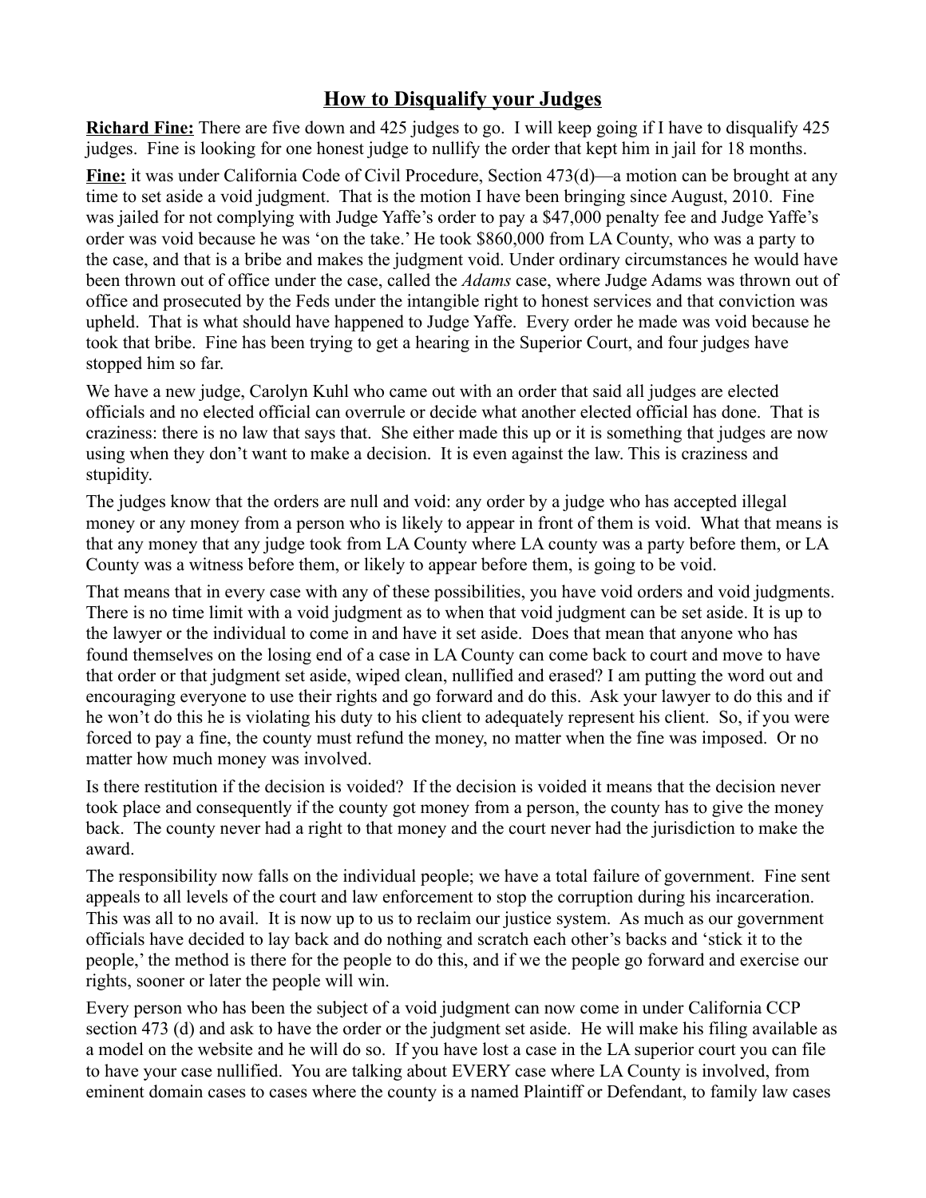## How to Disqualify your Judges

**Richard Fine:** There are five down and 425 judges to go. I will keep going if I have to disqualify 425 judges. Fine is looking for one honest judge to nullify the order that kept him in jail for 18 months.

**Fine:** it was under California Code of Civil Procedure, Section 473(d)—a motion can be brought at any time to set aside a void judgment. That is the motion I have been bringing since August, 2010. Fine was jailed for not complying with Judge Yaffe's order to pay a $47,000 penalty fee and Judge Yaffe's order was void because he was 'on the take.' He took $860,000 from LA County, who was a party to the case, and that is a bribe and makes the judgment void. Under ordinary circumstances he would have been thrown out of office under the case, called the *Adams* case, where Judge Adams was thrown out of office and prosecuted by the Feds under the intangible right to honest services and that conviction was upheld. That is what should have happened to Judge Yaffe. Every order he made was void because he took that bribe. Fine has been trying to get a hearing in the Superior Court, and four judges have stopped him so far.

We have a new judge, Carolyn Kuhl who came out with an order that said all judges are elected officials and no elected official can overrule or decide what another elected official has done. That is craziness: there is no law that says that. She either made this up or it is something that judges are now using when they don't want to make a decision. It is even against the law. This is craziness and stupidity.

The judges know that the orders are null and void: any order by a judge who has accepted illegal money or any money from a person who is likely to appear in front of them is void. What that means is that any money that any judge took from LA County where LA county was a party before them, or LA County was a witness before them, or likely to appear before them, is going to be void.

That means that in every case with any of these possibilities, you have void orders and void judgments. There is no time limit with a void judgment as to when that void judgment can be set aside. It is up to the lawyer or the individual to come in and have it set aside. Does that mean that anyone who has found themselves on the losing end of a case in LA County can come back to court and move to have that order or that judgment set aside, wiped clean, nullified and erased? I am putting the word out and encouraging everyone to use their rights and go forward and do this. Ask your lawyer to do this and if he won't do this he is violating his duty to his client to adequately represent his client. So, if you were forced to pay a fine, the county must refund the money, no matter when the fine was imposed. Or no matter how much money was involved.

Is there restitution if the decision is voided? If the decision is voided it means that the decision never took place and consequently if the county got money from a person, the county has to give the money back. The county never had a right to that money and the court never had the jurisdiction to make the award.

The responsibility now falls on the individual people; we have a total failure of government. Fine sent appeals to all levels of the court and law enforcement to stop the corruption during his incarceration. This was all to no avail. It is now up to us to reclaim our justice system. As much as our government officials have decided to lay back and do nothing and scratch each other's backs and 'stick it to the people,' the method is there for the people to do this, and if we the people go forward and exercise our rights, sooner or later the people will win.

Every person who has been the subject of a void judgment can now come in under California CCP section 473 (d) and ask to have the order or the judgment set aside. He will make his filing available as a model on the website and he will do so. If you have lost a case in the LA superior court you can file to have your case nullified. You are talking about EVERY case where LA County is involved, from eminent domain cases to cases where the county is a named Plaintiff or Defendant, to family law cases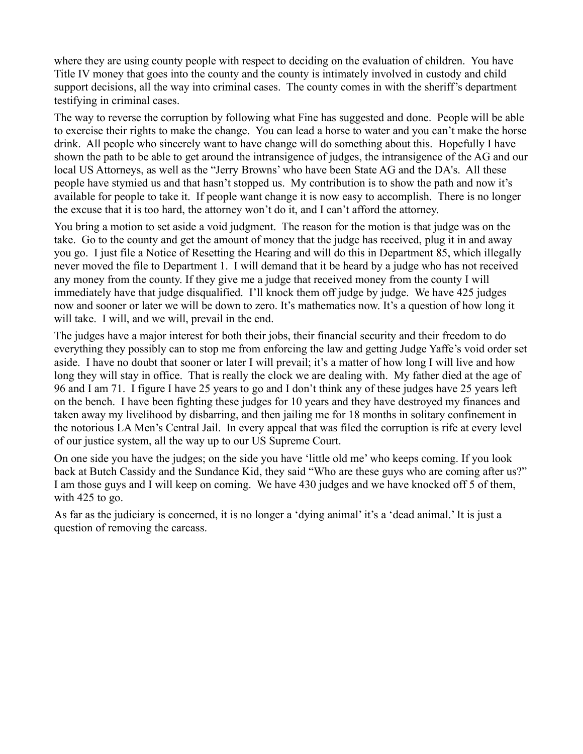where they are using county people with respect to deciding on the evaluation of children. You have Title IV money that goes into the county and the county is intimately involved in custody and child support decisions, all the way into criminal cases. The county comes in with the sheriff's department testifying in criminal cases.

The way to reverse the corruption by following what Fine has suggested and done. People will be able to exercise their rights to make the change. You can lead a horse to water and you can't make the horse drink. All people who sincerely want to have change will do something about this. Hopefully I have shown the path to be able to get around the intransigence of judges, the intransigence of the AG and our local US Attorneys, as well as the "Jerry Browns' who have been State AG and the DA's. All these people have stymied us and that hasn't stopped us. My contribution is to show the path and now it's available for people to take it. If people want change it is now easy to accomplish. There is no longer the excuse that it is too hard, the attorney won't do it, and I can't afford the attorney.

You bring a motion to set aside a void judgment. The reason for the motion is that judge was on the take. Go to the county and get the amount of money that the judge has received, plug it in and away you go. I just file a Notice of Resetting the Hearing and will do this in Department 85, which illegally never moved the file to Department 1. I will demand that it be heard by a judge who has not received any money from the county. If they give me a judge that received money from the county I will immediately have that judge disqualified. I'll knock them off judge by judge. We have 425 judges now and sooner or later we will be down to zero. It's mathematics now. It's a question of how long it will take. I will, and we will, prevail in the end.

The judges have a major interest for both their jobs, their financial security and their freedom to do everything they possibly can to stop me from enforcing the law and getting Judge Yaffe's void order set aside. I have no doubt that sooner or later I will prevail; it's a matter of how long I will live and how long they will stay in office. That is really the clock we are dealing with. My father died at the age of 96 and I am 71. I figure I have 25 years to go and I don't think any of these judges have 25 years left on the bench. I have been fighting these judges for 10 years and they have destroyed my finances and taken away my livelihood by disbarring, and then jailing me for 18 months in solitary confinement in the notorious LA Men's Central Jail. In every appeal that was filed the corruption is rife at every level of our justice system, all the way up to our US Supreme Court.

On one side you have the judges; on the side you have 'little old me' who keeps coming. If you look back at Butch Cassidy and the Sundance Kid, they said "Who are these guys who are coming after us?" I am those guys and I will keep on coming. We have 430 judges and we have knocked off 5 of them, with 425 to go.

As far as the judiciary is concerned, it is no longer a 'dying animal' it's a 'dead animal.' It is just a question of removing the carcass.